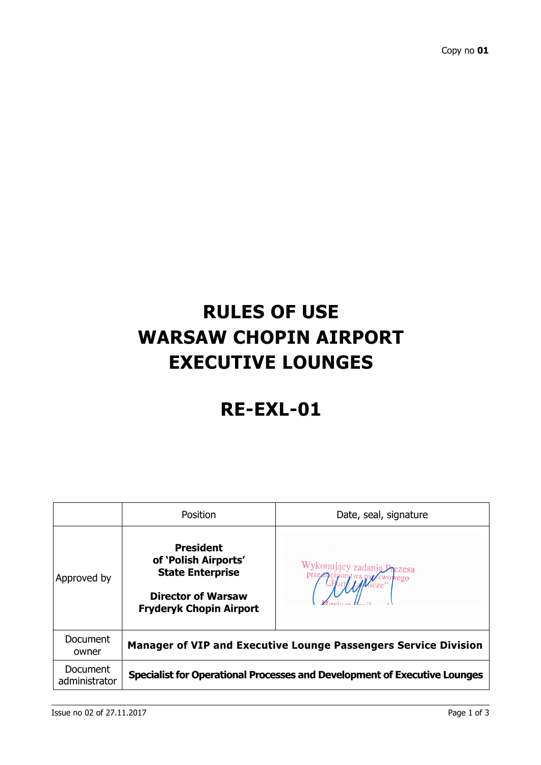Copy no **01**

# RULES OF USE WARSAW CHOPIN AIRPORT EXECUTIVE LOUNGES

# RE-EXL-01

| | Position | Date, seal, signature |
|---|---|---|
| Approved by | **President of 'Polish Airports' State Enterprise**<br><br>**Director of Warsaw Fryderyk Chopin Airport** | Wykonujący zadania Prezesa przedsiębiorstwa państwowego „Porty Lotnicze” |
| Document owner | **Manager of VIP and Executive Lounge Passengers Service Division** | |
| Document administrator | **Specialist for Operational Processes and Development of Executive Lounges** | |

Issue no 02 of 27.11.2017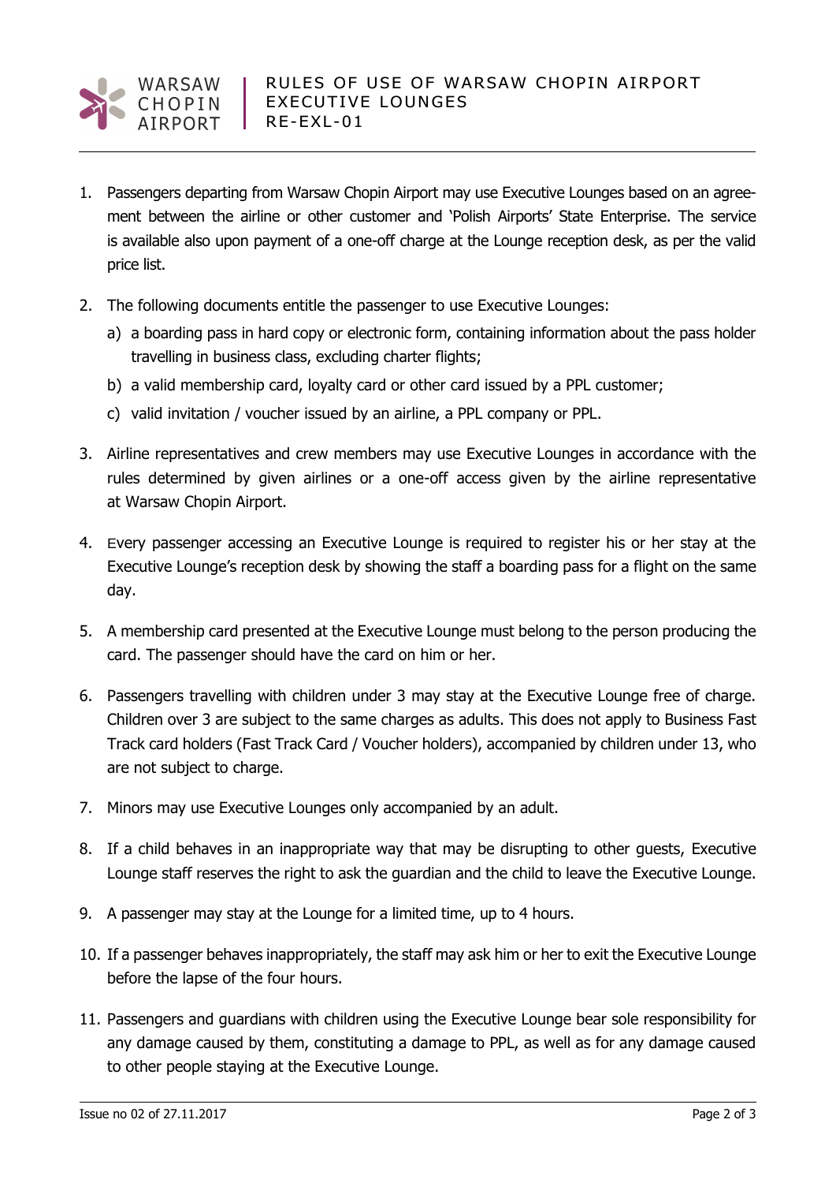1. Passengers departing from Warsaw Chopin Airport may use Executive Lounges based on an agreement between the airline or other customer and 'Polish Airports' State Enterprise. The service is available also upon payment of a one-off charge at the Lounge reception desk, as per the valid price list.

2. The following documents entitle the passenger to use Executive Lounges:
   a) a boarding pass in hard copy or electronic form, containing information about the pass holder travelling in business class, excluding charter flights;
   b) a valid membership card, loyalty card or other card issued by a PPL customer;
   c) valid invitation / voucher issued by an airline, a PPL company or PPL.

3. Airline representatives and crew members may use Executive Lounges in accordance with the rules determined by given airlines or a one-off access given by the airline representative at Warsaw Chopin Airport.

4. Every passenger accessing an Executive Lounge is required to register his or her stay at the Executive Lounge's reception desk by showing the staff a boarding pass for a flight on the same day.

5. A membership card presented at the Executive Lounge must belong to the person producing the card. The passenger should have the card on him or her.

6. Passengers travelling with children under 3 may stay at the Executive Lounge free of charge. Children over 3 are subject to the same charges as adults. This does not apply to Business Fast Track card holders (Fast Track Card / Voucher holders), accompanied by children under 13, who are not subject to charge.

7. Minors may use Executive Lounges only accompanied by an adult.

8. If a child behaves in an inappropriate way that may be disrupting to other guests, Executive Lounge staff reserves the right to ask the guardian and the child to leave the Executive Lounge.

9. A passenger may stay at the Lounge for a limited time, up to 4 hours.

10. If a passenger behaves inappropriately, the staff may ask him or her to exit the Executive Lounge before the lapse of the four hours.

11. Passengers and guardians with children using the Executive Lounge bear sole responsibility for any damage caused by them, constituting a damage to PPL, as well as for any damage caused to other people staying at the Executive Lounge.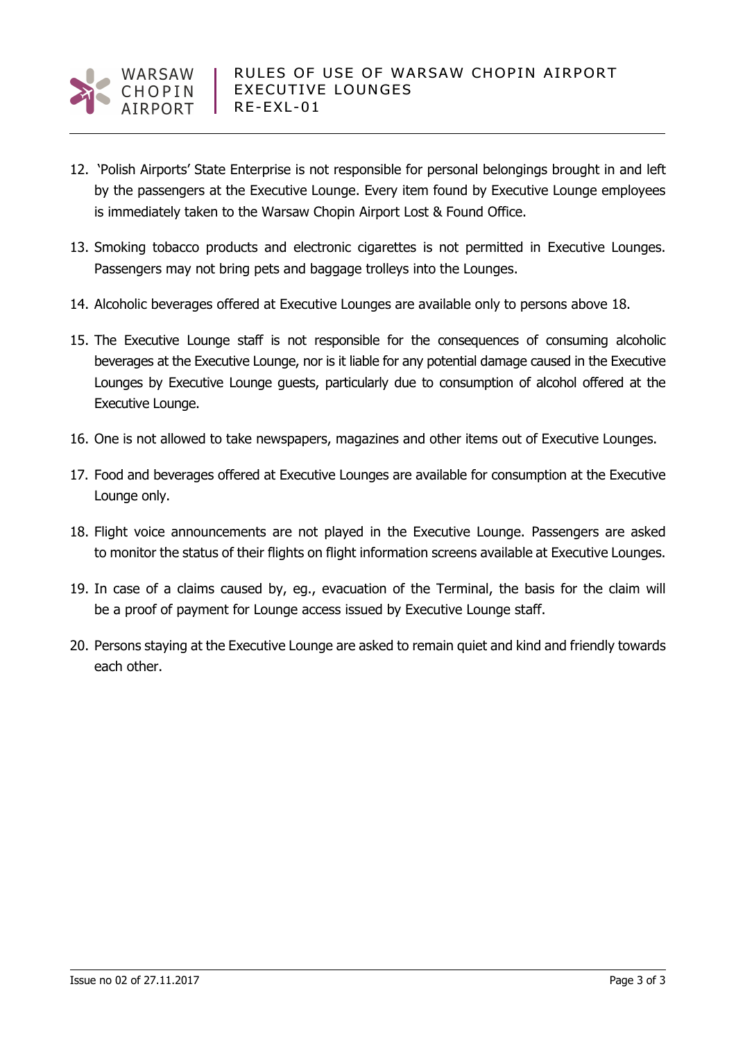12. 'Polish Airports' State Enterprise is not responsible for personal belongings brought in and left by the passengers at the Executive Lounge. Every item found by Executive Lounge employees is immediately taken to the Warsaw Chopin Airport Lost & Found Office.

13. Smoking tobacco products and electronic cigarettes is not permitted in Executive Lounges. Passengers may not bring pets and baggage trolleys into the Lounges.

14. Alcoholic beverages offered at Executive Lounges are available only to persons above 18.

15. The Executive Lounge staff is not responsible for the consequences of consuming alcoholic beverages at the Executive Lounge, nor is it liable for any potential damage caused in the Executive Lounges by Executive Lounge guests, particularly due to consumption of alcohol offered at the Executive Lounge.

16. One is not allowed to take newspapers, magazines and other items out of Executive Lounges.

17. Food and beverages offered at Executive Lounges are available for consumption at the Executive Lounge only.

18. Flight voice announcements are not played in the Executive Lounge. Passengers are asked to monitor the status of their flights on flight information screens available at Executive Lounges.

19. In case of a claims caused by, eg., evacuation of the Terminal, the basis for the claim will be a proof of payment for Lounge access issued by Executive Lounge staff.

20. Persons staying at the Executive Lounge are asked to remain quiet and kind and friendly towards each other.